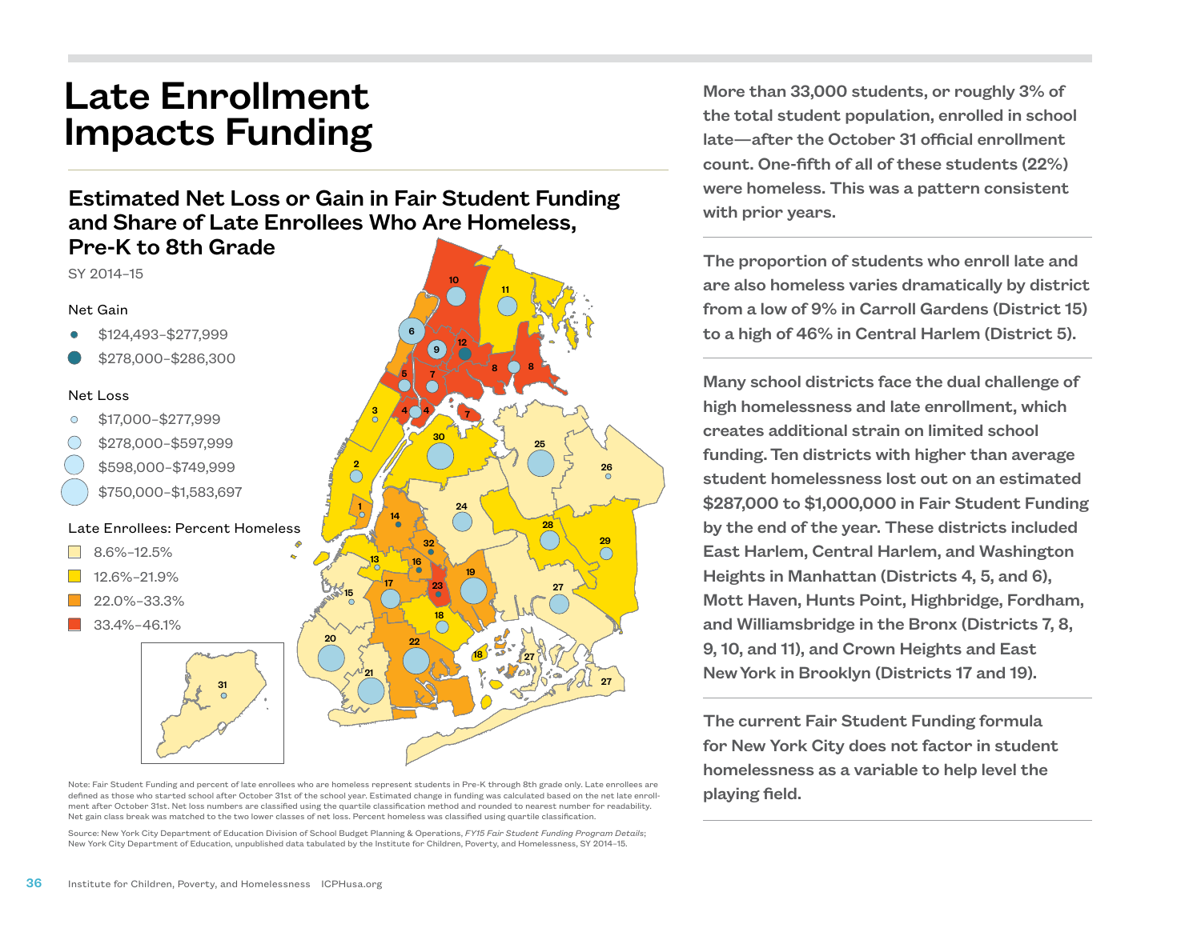# Late Enrollment Impacts Funding

## Estimated Net Loss or Gain in Fair Student Funding and Share of Late Enrollees Who Are Homeless, Pre-K to 8th Grade

SY 2014–15

**Net Gain**

- $124,493–$277,999
- $278,000–$286,300

**Net Loss**

- $17,000–$277,999
- $278,000–$597,999
- $598,000–$749,999
- $750,000–$1,583,697

**Late Enrollees: Percent Homeless**

- 8.6%–12.5%
- 12.6%–21.9%
- 22.0%–33.3%
- 33.4%–46.1%

Note: Fair Student Funding and percent of late enrollees who are homeless represent students in Pre-K through 8th grade only. Late enrollees are defined as those who started school after October 31st of the school year. Estimated change in funding was calculated based on the net late enrollment after October 31st. Net loss numbers are classified using the quartile classification method and rounded to nearest number for readability. Net gain class break was matched to the two lower classes of net loss. Percent homeless was classified using quartile classification.

Source: New York City Department of Education Division of School Budget Planning & Operations, *FY15 Fair Student Funding Program Details*; New York City Department of Education, unpublished data tabulated by the Institute for Children, Poverty, and Homelessness, SY 2014–15.

**More than 33,000 students, or roughly 3% of the total student population, enrolled in school late—after the October 31 official enrollment count. One-fifth of all of these students (22%) were homeless. This was a pattern consistent with prior years.**

**The proportion of students who enroll late and are also homeless varies dramatically by district from a low of 9% in Carroll Gardens (District 15) to a high of 46% in Central Harlem (District 5).**

**Many school districts face the dual challenge of high homelessness and late enrollment, which creates additional strain on limited school funding. Ten districts with higher than average student homelessness lost out on an estimated $287,000 to $1,000,000 in Fair Student Funding by the end of the year. These districts included East Harlem, Central Harlem, and Washington Heights in Manhattan (Districts 4, 5, and 6), Mott Haven, Hunts Point, Highbridge, Fordham, and Williamsbridge in the Bronx (Districts 7, 8, 9, 10, and 11), and Crown Heights and East New York in Brooklyn (Districts 17 and 19).**

**The current Fair Student Funding formula for New York City does not factor in student homelessness as a variable to help level the playing field.**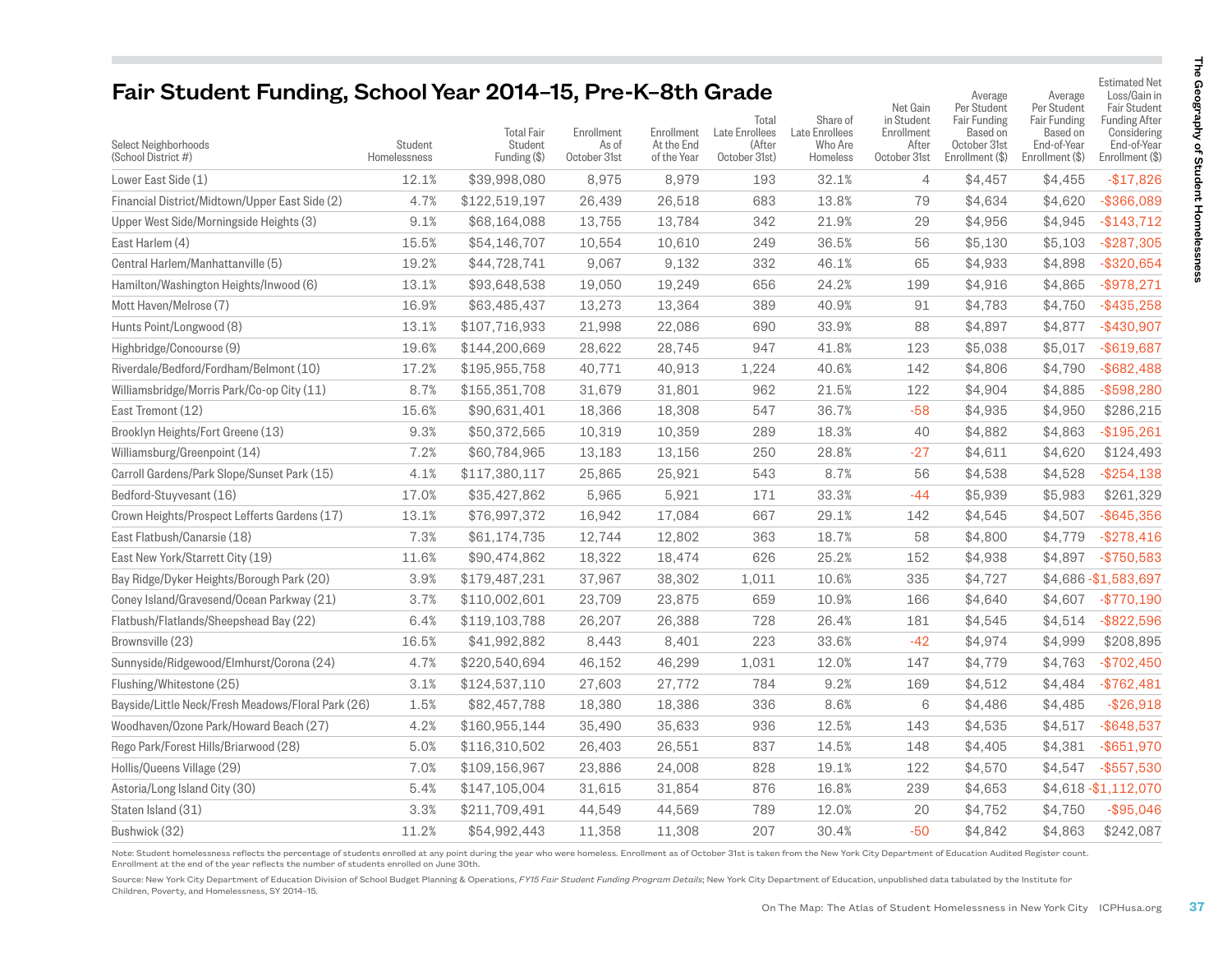## Fair Student Funding, School Year 2014–15, Pre-K–8th Grade

| Select Neighborhoods (School District #) | Student Homelessness | Total Fair Student Funding ($) | Enrollment As of October 31st | Enrollment At the End of the Year | Total Late Enrollees (After October 31st) | Share of Late Enrollees Who Are Homeless | Net Gain in Student Enrollment After October 31st | Average Per Student Fair Funding Based on October 31st Enrollment ($) | Average Per Student Fair Funding Based on End-of-Year Enrollment ($) | Estimated Net Loss/Gain in Fair Student Funding After Considering End-of-Year Enrollment ($) |
|---|---|---|---|---|---|---|---|---|---|---|
| Lower East Side (1) | 12.1% | $39,998,080 | 8,975 | 8,979 | 193 | 32.1% | 4 | $4,457 | $4,455 | -$17,826 |
| Financial District/Midtown/Upper East Side (2) | 4.7% | $122,519,197 | 26,439 | 26,518 | 683 | 13.8% | 79 | $4,634 | $4,620 | -$366,089 |
| Upper West Side/Morningside Heights (3) | 9.1% | $68,164,088 | 13,755 | 13,784 | 342 | 21.9% | 29 | $4,956 | $4,945 | -$143,712 |
| East Harlem (4) | 15.5% | $54,146,707 | 10,554 | 10,610 | 249 | 36.5% | 56 | $5,130 | $5,103 | -$287,305 |
| Central Harlem/Manhattanville (5) | 19.2% | $44,728,741 | 9,067 | 9,132 | 332 | 46.1% | 65 | $4,933 | $4,898 | -$320,654 |
| Hamilton/Washington Heights/Inwood (6) | 13.1% | $93,648,538 | 19,050 | 19,249 | 656 | 24.2% | 199 | $4,916 | $4,865 | -$978,271 |
| Mott Haven/Melrose (7) | 16.9% | $63,485,437 | 13,273 | 13,364 | 389 | 40.9% | 91 | $4,783 | $4,750 | -$435,258 |
| Hunts Point/Longwood (8) | 13.1% | $107,716,933 | 21,998 | 22,086 | 690 | 33.9% | 88 | $4,897 | $4,877 | -$430,907 |
| Highbridge/Concourse (9) | 19.6% | $144,200,669 | 28,622 | 28,745 | 947 | 41.8% | 123 | $5,038 | $5,017 | -$619,687 |
| Riverdale/Bedford/Fordham/Belmont (10) | 17.2% | $195,955,758 | 40,771 | 40,913 | 1,224 | 40.6% | 142 | $4,806 | $4,790 | -$682,488 |
| Williamsbridge/Morris Park/Co-op City (11) | 8.7% | $155,351,708 | 31,679 | 31,801 | 962 | 21.5% | 122 | $4,904 | $4,885 | -$598,280 |
| East Tremont (12) | 15.6% | $90,631,401 | 18,366 | 18,308 | 547 | 36.7% | -58 | $4,935 | $4,950 | $286,215 |
| Brooklyn Heights/Fort Greene (13) | 9.3% | $50,372,565 | 10,319 | 10,359 | 289 | 18.3% | 40 | $4,882 | $4,863 | -$195,261 |
| Williamsburg/Greenpoint (14) | 7.2% | $60,784,965 | 13,183 | 13,156 | 250 | 28.8% | -27 | $4,611 | $4,620 | $124,493 |
| Carroll Gardens/Park Slope/Sunset Park (15) | 4.1% | $117,380,117 | 25,865 | 25,921 | 543 | 8.7% | 56 | $4,538 | $4,528 | -$254,138 |
| Bedford-Stuyvesant (16) | 17.0% | $35,427,862 | 5,965 | 5,921 | 171 | 33.3% | -44 | $5,939 | $5,983 | $261,329 |
| Crown Heights/Prospect Lefferts Gardens (17) | 13.1% | $76,997,372 | 16,942 | 17,084 | 667 | 29.1% | 142 | $4,545 | $4,507 | -$645,356 |
| East Flatbush/Canarsie (18) | 7.3% | $61,174,735 | 12,744 | 12,802 | 363 | 18.7% | 58 | $4,800 | $4,779 | -$278,416 |
| East New York/Starrett City (19) | 11.6% | $90,474,862 | 18,322 | 18,474 | 626 | 25.2% | 152 | $4,938 | $4,897 | -$750,583 |
| Bay Ridge/Dyker Heights/Borough Park (20) | 3.9% | $179,487,231 | 37,967 | 38,302 | 1,011 | 10.6% | 335 | $4,727 | $4,686 | -$1,583,697 |
| Coney Island/Gravesend/Ocean Parkway (21) | 3.7% | $110,002,601 | 23,709 | 23,875 | 659 | 10.9% | 166 | $4,640 | $4,607 | -$770,190 |
| Flatbush/Flatlands/Sheepshead Bay (22) | 6.4% | $119,103,788 | 26,207 | 26,388 | 728 | 26.4% | 181 | $4,545 | $4,514 | -$822,596 |
| Brownsville (23) | 16.5% | $41,992,882 | 8,443 | 8,401 | 223 | 33.6% | -42 | $4,974 | $4,999 | $208,895 |
| Sunnyside/Ridgewood/Elmhurst/Corona (24) | 4.7% | $220,540,694 | 46,152 | 46,299 | 1,031 | 12.0% | 147 | $4,779 | $4,763 | -$702,450 |
| Flushing/Whitestone (25) | 3.1% | $124,537,110 | 27,603 | 27,772 | 784 | 9.2% | 169 | $4,512 | $4,484 | -$762,481 |
| Bayside/Little Neck/Fresh Meadows/Floral Park (26) | 1.5% | $82,457,788 | 18,380 | 18,386 | 336 | 8.6% | 6 | $4,486 | $4,485 | -$26,918 |
| Woodhaven/Ozone Park/Howard Beach (27) | 4.2% | $160,955,144 | 35,490 | 35,633 | 936 | 12.5% | 143 | $4,535 | $4,517 | -$648,537 |
| Rego Park/Forest Hills/Briarwood (28) | 5.0% | $116,310,502 | 26,403 | 26,551 | 837 | 14.5% | 148 | $4,405 | $4,381 | -$651,970 |
| Hollis/Queens Village (29) | 7.0% | $109,156,967 | 23,886 | 24,008 | 828 | 19.1% | 122 | $4,570 | $4,547 | -$557,530 |
| Astoria/Long Island City (30) | 5.4% | $147,105,004 | 31,615 | 31,854 | 876 | 16.8% | 239 | $4,653 | $4,618 | -$1,112,070 |
| Staten Island (31) | 3.3% | $211,709,491 | 44,549 | 44,569 | 789 | 12.0% | 20 | $4,752 | $4,750 | -$95,046 |
| Bushwick (32) | 11.2% | $54,992,443 | 11,358 | 11,308 | 207 | 30.4% | -50 | $4,842 | $4,863 | $242,087 |

Note: Student homelessness reflects the percentage of students enrolled at any point during the year who were homeless. Enrollment as of October 31st is taken from the New York City Department of Education Audited Register count. Enrollment at the end of the year reflects the number of students enrolled on June 30th.

Source: New York City Department of Education Division of School Budget Planning & Operations, *FY15 Fair Student Funding Program Details*; New York City Department of Education, unpublished data tabulated by the Institute for Children, Poverty, and Homelessness, SY 2014–15.